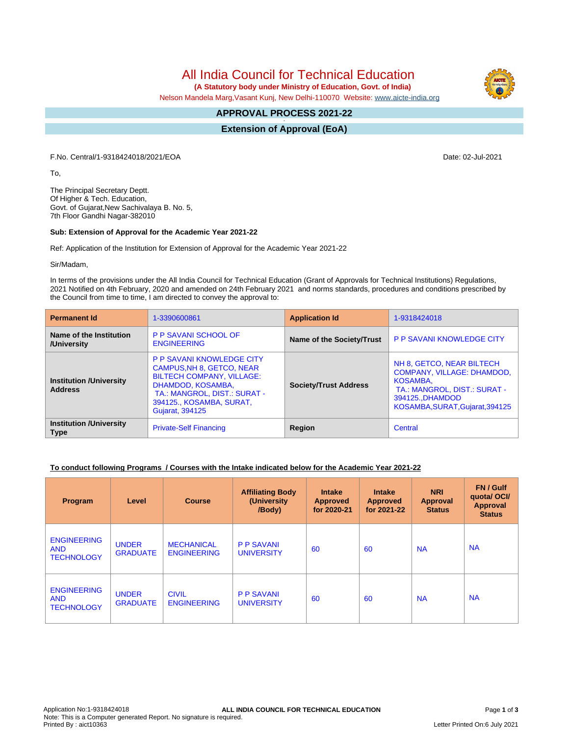# All India Council for Technical Education

**(A Statutory body under Ministry of Education, Govt. of India)**

Nelson Mandela Marg,Vasant Kunj, New Delhi-110070 Website: www.aicte-india.org

## APPROVAL PROCESS 2021-22

## Extension of Approval (EoA)

F.No. Central/1-9318424018/2021/EOA

Date: 02-Jul-2021

To,

The Principal Secretary Deptt.
Of Higher & Tech. Education,
Govt. of Gujarat,New Sachivalaya B. No. 5,
7th Floor Gandhi Nagar-382010

**Sub: Extension of Approval for the Academic Year 2021-22**

Ref: Application of the Institution for Extension of Approval for the Academic Year 2021-22

Sir/Madam,

In terms of the provisions under the All India Council for Technical Education (Grant of Approvals for Technical Institutions) Regulations, 2021 Notified on 4th February, 2020 and amended on 24th February 2021 and norms standards, procedures and conditions prescribed by the Council from time to time, I am directed to convey the approval to:

| **Permanent Id** | 1-3390600861 | **Application Id** | 1-9318424018 |
|---|---|---|---|
| **Name of the Institution /University** | P P SAVANI SCHOOL OF ENGINEERING | **Name of the Society/Trust** | P P SAVANI KNOWLEDGE CITY |
| **Institution /University Address** | P P SAVANI KNOWLEDGE CITY CAMPUS,NH 8, GETCO, NEAR BILTECH COMPANY, VILLAGE: DHAMDOD, KOSAMBA, TA.: MANGROL, DIST.: SURAT - 394125., KOSAMBA, SURAT, Gujarat, 394125 | **Society/Trust Address** | NH 8, GETCO, NEAR BILTECH COMPANY, VILLAGE: DHAMDOD, KOSAMBA, TA.: MANGROL, DIST.: SURAT - 394125.,DHAMDOD KOSAMBA,SURAT,Gujarat,394125 |
| **Institution /University Type** | Private-Self Financing | **Region** | Central |

**To conduct following Programs / Courses with the Intake indicated below for the Academic Year 2021-22**

| Program | Level | Course | Affiliating Body (University /Body) | Intake Approved for 2020-21 | Intake Approved for 2021-22 | NRI Approval Status | FN / Gulf quota/ OCI/ Approval Status |
|---|---|---|---|---|---|---|---|
| ENGINEERING AND TECHNOLOGY | UNDER GRADUATE | MECHANICAL ENGINEERING | P P SAVANI UNIVERSITY | 60 | 60 | NA | NA |
| ENGINEERING AND TECHNOLOGY | UNDER GRADUATE | CIVIL ENGINEERING | P P SAVANI UNIVERSITY | 60 | 60 | NA | NA |

Application No:1-9318424018
Note: This is a Computer generated Report. No signature is required.
Printed By : aict10363
Letter Printed On:6 July 2021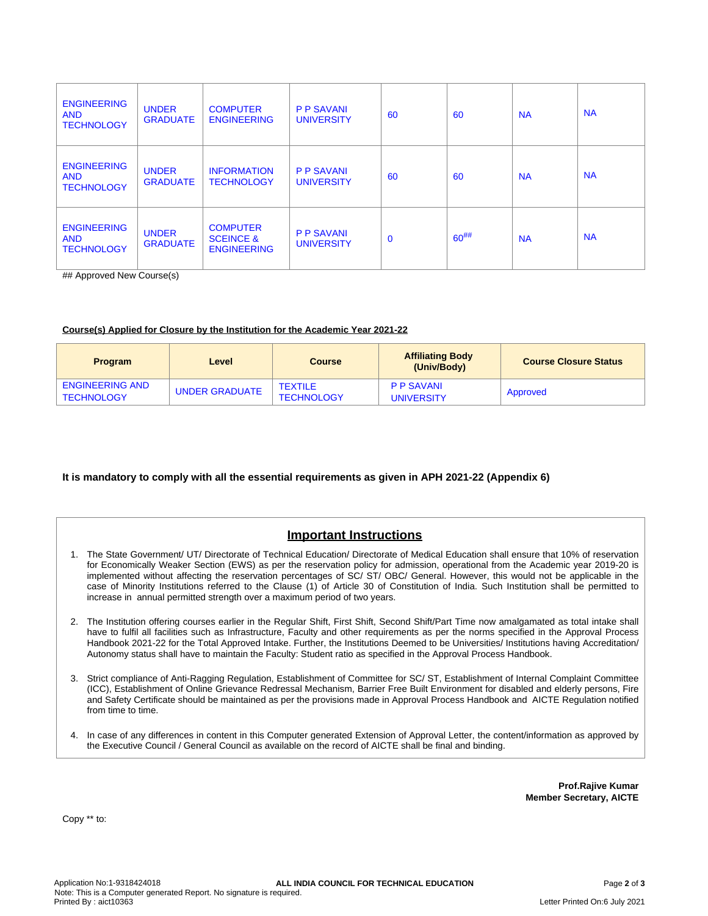| | | | | | | | |
|---|---|---|---|---|---|---|---|
| ENGINEERING AND TECHNOLOGY | UNDER GRADUATE | COMPUTER ENGINEERING | P P SAVANI UNIVERSITY | 60 | 60 | NA | NA |
| ENGINEERING AND TECHNOLOGY | UNDER GRADUATE | INFORMATION TECHNOLOGY | P P SAVANI UNIVERSITY | 60 | 60 | NA | NA |
| ENGINEERING AND TECHNOLOGY | UNDER GRADUATE | COMPUTER SCEINCE & ENGINEERING | P P SAVANI UNIVERSITY | 0 | 60## | NA | NA |

## Approved New Course(s)

**Course(s) Applied for Closure by the Institution for the Academic Year 2021-22**

| Program | Level | Course | Affiliating Body (Univ/Body) | Course Closure Status |
|---|---|---|---|---|
| ENGINEERING AND TECHNOLOGY | UNDER GRADUATE | TEXTILE TECHNOLOGY | P P SAVANI UNIVERSITY | Approved |

**It is mandatory to comply with all the essential requirements as given in APH 2021-22 (Appendix 6)**

## Important Instructions

1. The State Government/ UT/ Directorate of Technical Education/ Directorate of Medical Education shall ensure that 10% of reservation for Economically Weaker Section (EWS) as per the reservation policy for admission, operational from the Academic year 2019-20 is implemented without affecting the reservation percentages of SC/ ST/ OBC/ General. However, this would not be applicable in the case of Minority Institutions referred to the Clause (1) of Article 30 of Constitution of India. Such Institution shall be permitted to increase in annual permitted strength over a maximum period of two years.

2. The Institution offering courses earlier in the Regular Shift, First Shift, Second Shift/Part Time now amalgamated as total intake shall have to fulfil all facilities such as Infrastructure, Faculty and other requirements as per the norms specified in the Approval Process Handbook 2021-22 for the Total Approved Intake. Further, the Institutions Deemed to be Universities/ Institutions having Accreditation/ Autonomy status shall have to maintain the Faculty: Student ratio as specified in the Approval Process Handbook.

3. Strict compliance of Anti-Ragging Regulation, Establishment of Committee for SC/ ST, Establishment of Internal Complaint Committee (ICC), Establishment of Online Grievance Redressal Mechanism, Barrier Free Built Environment for disabled and elderly persons, Fire and Safety Certificate should be maintained as per the provisions made in Approval Process Handbook and AICTE Regulation notified from time to time.

4. In case of any differences in content in this Computer generated Extension of Approval Letter, the content/information as approved by the Executive Council / General Council as available on the record of AICTE shall be final and binding.

**Prof.Rajive Kumar**
**Member Secretary, AICTE**

Copy ** to:

Application No:1-9318424018
**ALL INDIA COUNCIL FOR TECHNICAL EDUCATION**
Note: This is a Computer generated Report. No signature is required.
Printed By : aict10363
Letter Printed On:6 July 2021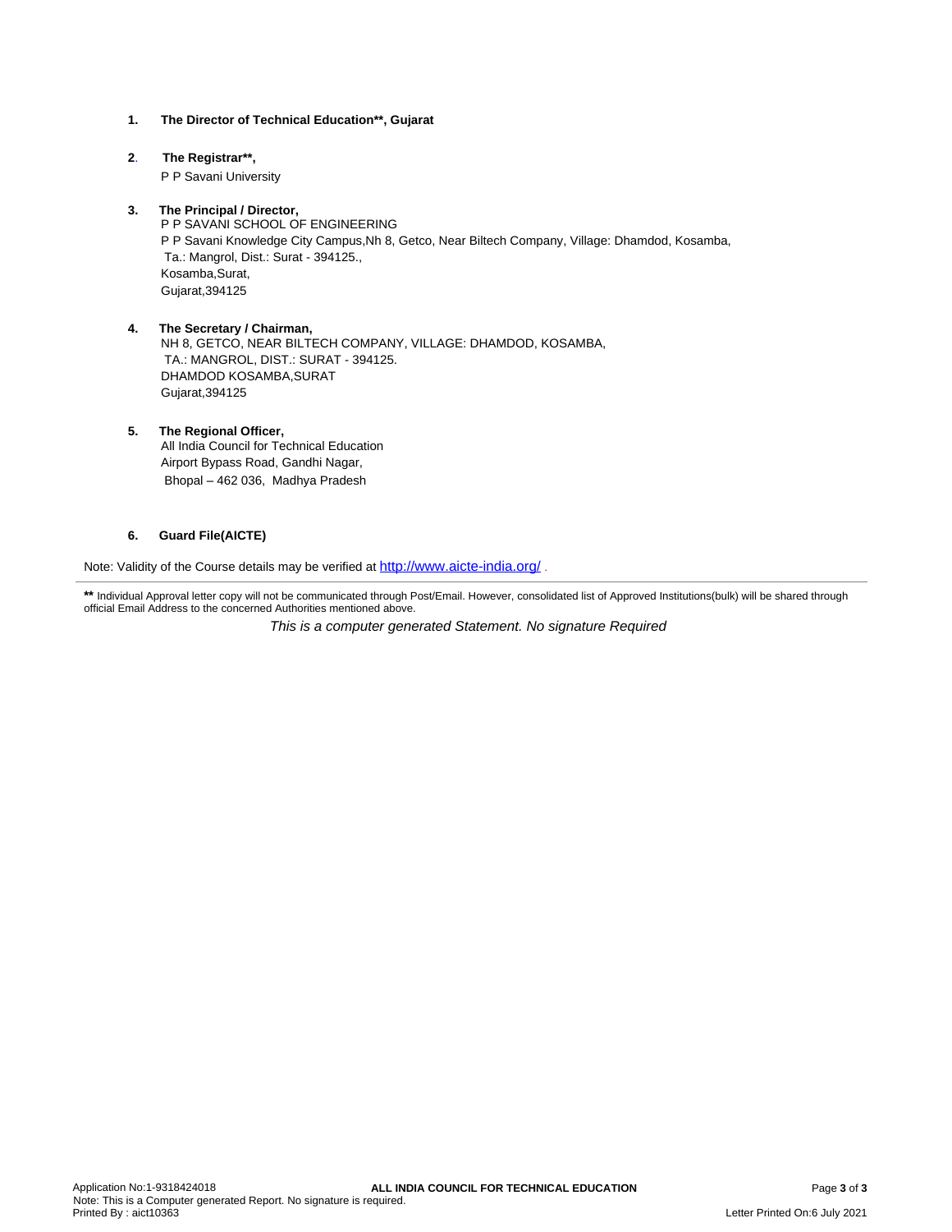1. **The Director of Technical Education\*\*, Gujarat**

2. **The Registrar\*\*,**
   P P Savani University

3. **The Principal / Director,**
   P P SAVANI SCHOOL OF ENGINEERING
   P P Savani Knowledge City Campus,Nh 8, Getco, Near Biltech Company, Village: Dhamdod, Kosamba,
   Ta.: Mangrol, Dist.: Surat - 394125.,
   Kosamba,Surat,
   Gujarat,394125

4. **The Secretary / Chairman,**
   NH 8, GETCO, NEAR BILTECH COMPANY, VILLAGE: DHAMDOD, KOSAMBA,
   TA.: MANGROL, DIST.: SURAT - 394125.
   DHAMDOD KOSAMBA,SURAT
   Gujarat,394125

5. **The Regional Officer,**
   All India Council for Technical Education
   Airport Bypass Road, Gandhi Nagar,
   Bhopal – 462 036, Madhya Pradesh

6. **Guard File(AICTE)**

Note: Validity of the Course details may be verified at http://www.aicte-india.org/ .

---

**\*\*** Individual Approval letter copy will not be communicated through Post/Email. However, consolidated list of Approved Institutions(bulk) will be shared through official Email Address to the concerned Authorities mentioned above.

*This is a computer generated Statement. No signature Required*